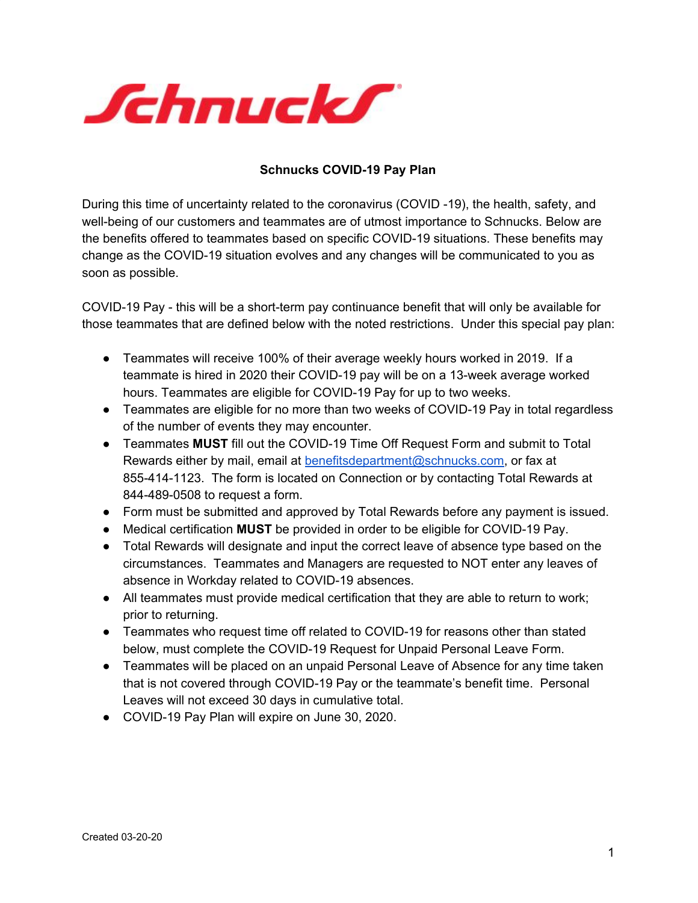Schnucks

# Schnucks COVID-19 Pay Plan

During this time of uncertainty related to the coronavirus (COVID -19), the health, safety, and well-being of our customers and teammates are of utmost importance to Schnucks. Below are the benefits offered to teammates based on specific COVID-19 situations. These benefits may change as the COVID-19 situation evolves and any changes will be communicated to you as soon as possible.

COVID-19 Pay - this will be a short-term pay continuance benefit that will only be available for those teammates that are defined below with the noted restrictions. Under this special pay plan:

- Teammates will receive 100% of their average weekly hours worked in 2019. If a teammate is hired in 2020 their COVID-19 pay will be on a 13-week average worked hours. Teammates are eligible for COVID-19 Pay for up to two weeks.
- Teammates are eligible for no more than two weeks of COVID-19 Pay in total regardless of the number of events they may encounter.
- Teammates **MUST** fill out the COVID-19 Time Off Request Form and submit to Total Rewards either by mail, email at benefitsdepartment@schnucks.com, or fax at 855-414-1123. The form is located on Connection or by contacting Total Rewards at 844-489-0508 to request a form.
- Form must be submitted and approved by Total Rewards before any payment is issued.
- Medical certification **MUST** be provided in order to be eligible for COVID-19 Pay.
- Total Rewards will designate and input the correct leave of absence type based on the circumstances. Teammates and Managers are requested to NOT enter any leaves of absence in Workday related to COVID-19 absences.
- All teammates must provide medical certification that they are able to return to work; prior to returning.
- Teammates who request time off related to COVID-19 for reasons other than stated below, must complete the COVID-19 Request for Unpaid Personal Leave Form.
- Teammates will be placed on an unpaid Personal Leave of Absence for any time taken that is not covered through COVID-19 Pay or the teammate's benefit time. Personal Leaves will not exceed 30 days in cumulative total.
- COVID-19 Pay Plan will expire on June 30, 2020.

Created 03-20-20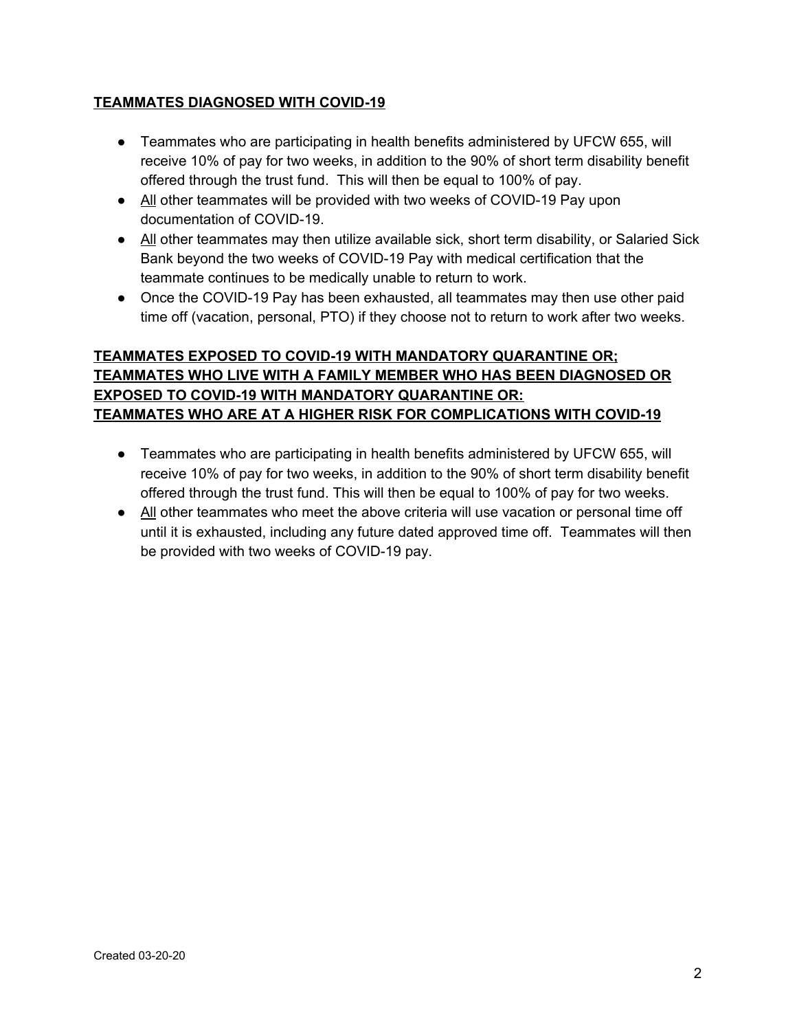## TEAMMATES DIAGNOSED WITH COVID-19

- Teammates who are participating in health benefits administered by UFCW 655, will receive 10% of pay for two weeks, in addition to the 90% of short term disability benefit offered through the trust fund. This will then be equal to 100% of pay.
- All other teammates will be provided with two weeks of COVID-19 Pay upon documentation of COVID-19.
- All other teammates may then utilize available sick, short term disability, or Salaried Sick Bank beyond the two weeks of COVID-19 Pay with medical certification that the teammate continues to be medically unable to return to work.
- Once the COVID-19 Pay has been exhausted, all teammates may then use other paid time off (vacation, personal, PTO) if they choose not to return to work after two weeks.

## TEAMMATES EXPOSED TO COVID-19 WITH MANDATORY QUARANTINE OR; TEAMMATES WHO LIVE WITH A FAMILY MEMBER WHO HAS BEEN DIAGNOSED OR EXPOSED TO COVID-19 WITH MANDATORY QUARANTINE OR: TEAMMATES WHO ARE AT A HIGHER RISK FOR COMPLICATIONS WITH COVID-19

- Teammates who are participating in health benefits administered by UFCW 655, will receive 10% of pay for two weeks, in addition to the 90% of short term disability benefit offered through the trust fund. This will then be equal to 100% of pay for two weeks.
- All other teammates who meet the above criteria will use vacation or personal time off until it is exhausted, including any future dated approved time off. Teammates will then be provided with two weeks of COVID-19 pay.

Created 03-20-20